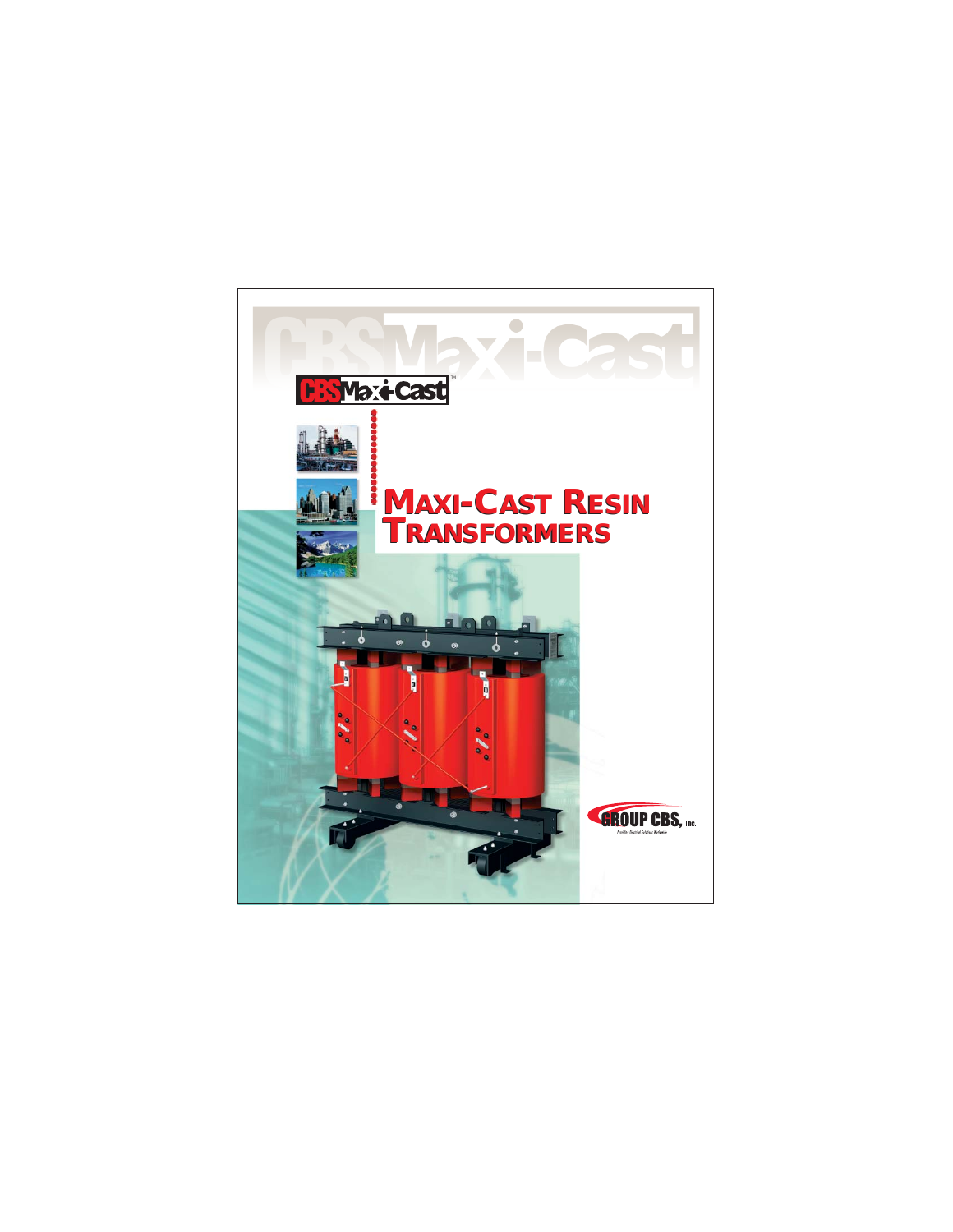CBS Maxi-Cast™

# MAXI-CAST RESIN TRANSFORMERS

GROUP CBS, Inc.

Providing Electrical Solutions Worldwide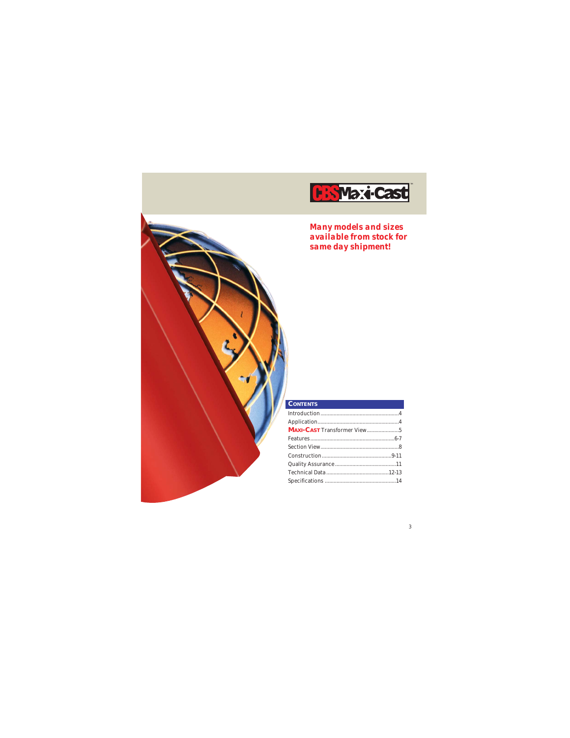CBS Maxi-Cast™

**Many models and sizes available from stock for same day shipment!**

## CONTENTS

| | |
|---|---|
| Introduction | 4 |
| Application | 4 |
| MAXI-CAST Transformer View | 5 |
| Features | 6-7 |
| Section View | 8 |
| Construction | 9-11 |
| Quality Assurance | 11 |
| Technical Data | 12-13 |
| Specifications | 14 |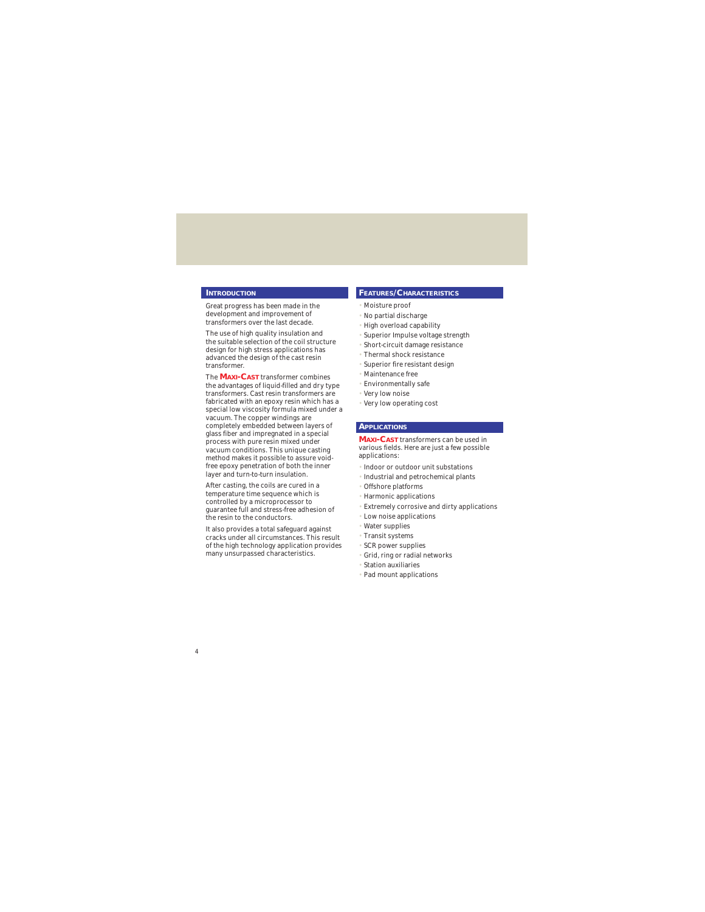## Introduction

Great progress has been made in the development and improvement of transformers over the last decade.

The use of high quality insulation and the suitable selection of the coil structure design for high stress applications has advanced the design of the cast resin transformer.

The **Maxi-Cast** transformer combines the advantages of liquid-filled and dry type transformers. Cast resin transformers are fabricated with an epoxy resin which has a special low viscosity formula mixed under a vacuum. The copper windings are completely embedded between layers of glass fiber and impregnated in a special process with pure resin mixed under vacuum conditions. This unique casting method makes it possible to assure void-free epoxy penetration of both the inner layer and turn-to-turn insulation.

After casting, the coils are cured in a temperature time sequence which is controlled by a microprocessor to guarantee full and stress-free adhesion of the resin to the conductors.

It also provides a total safeguard against cracks under all circumstances. This result of the high technology application provides many unsurpassed characteristics.

## Features/Characteristics

- Moisture proof
- No partial discharge
- High overload capability
- Superior Impulse voltage strength
- Short-circuit damage resistance
- Thermal shock resistance
- Superior fire resistant design
- Maintenance free
- Environmentally safe
- Very low noise
- Very low operating cost

## Applications

**Maxi-Cast** transformers can be used in various fields. Here are just a few possible applications:

- Indoor or outdoor unit substations
- Industrial and petrochemical plants
- Offshore platforms
- Harmonic applications
- Extremely corrosive and dirty applications
- Low noise applications
- Water supplies
- Transit systems
- SCR power supplies
- Grid, ring or radial networks
- Station auxiliaries
- Pad mount applications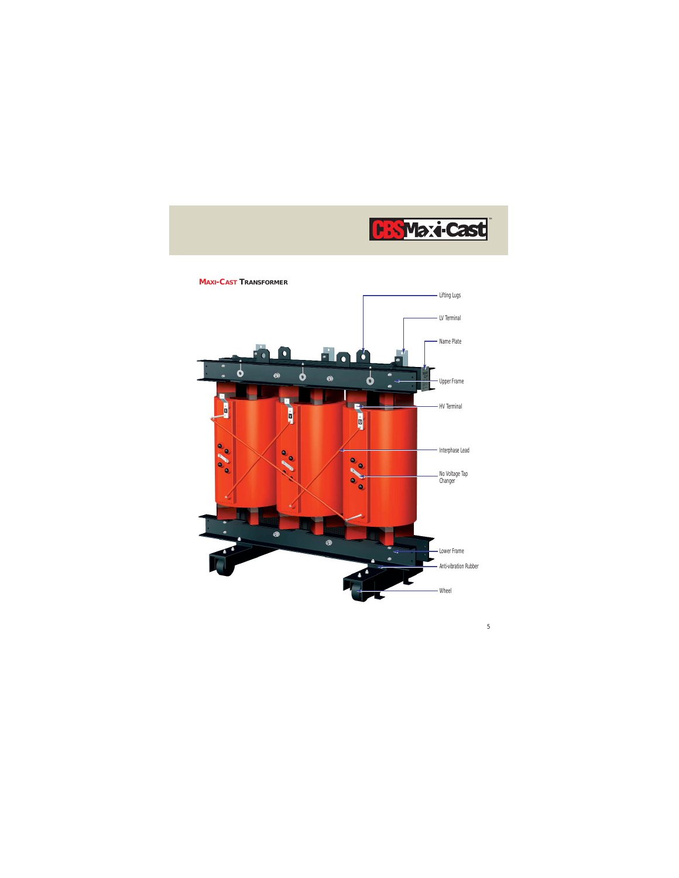## MAXI-CAST TRANSFORMER

- Lifting Lugs
- LV Terminal
- Name Plate
- Upper Frame
- HV Terminal
- Interphase Lead
- No Voltage Tap Changer
- Lower Frame
- Anti-vibration Rubber
- Wheel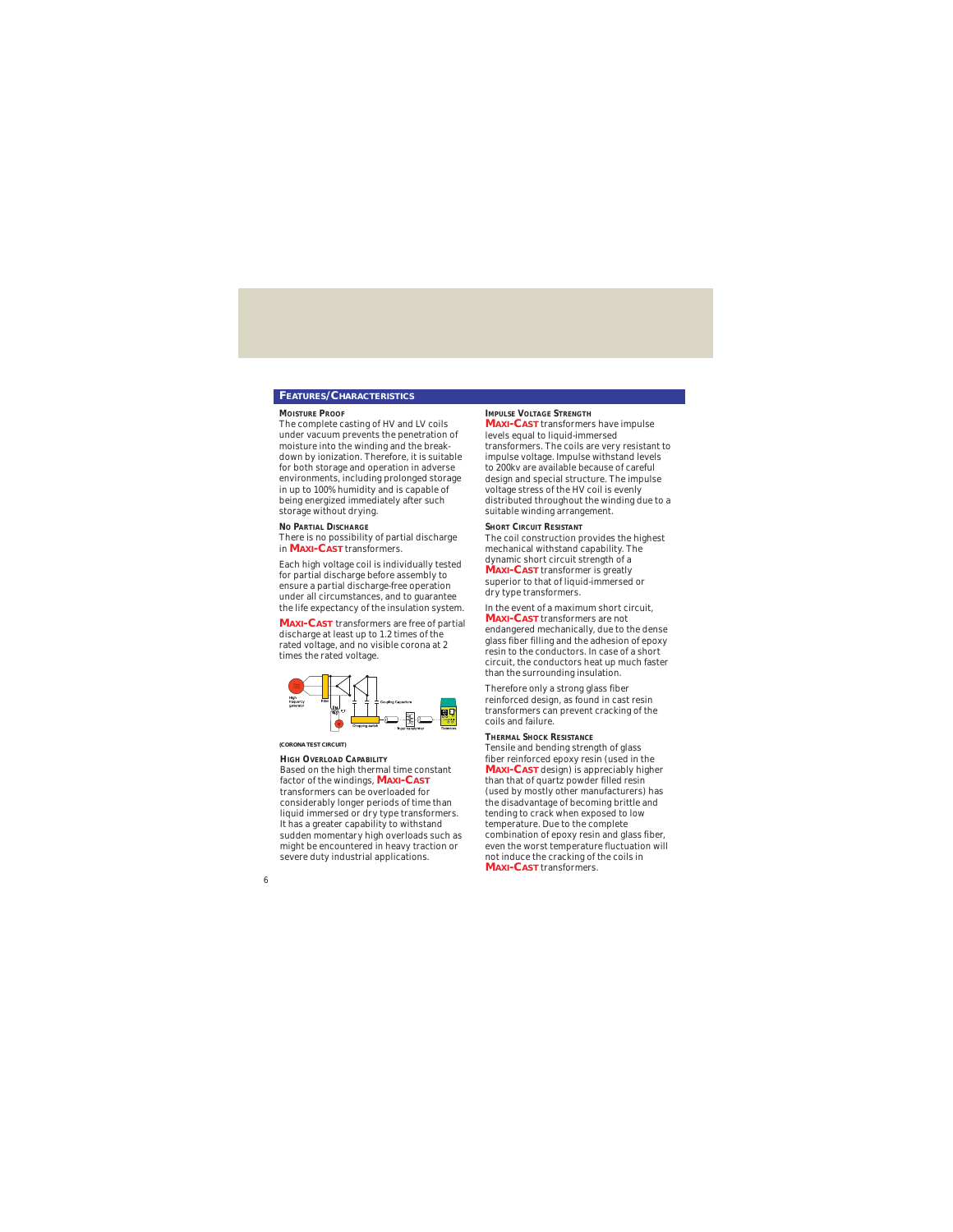## Features/Characteristics

### Moisture Proof

The complete casting of HV and LV coils under vacuum prevents the penetration of moisture into the winding and the break-down by ionization. Therefore, it is suitable for both storage and operation in adverse environments, including prolonged storage in up to 100% humidity and is capable of being energized immediately after such storage without drying.

### No Partial Discharge

There is no possibility of partial discharge in **Maxi-Cast** transformers.

Each high voltage coil is individually tested for partial discharge before assembly to ensure a partial discharge-free operation under all circumstances, and to guarantee the life expectancy of the insulation system.

**Maxi-Cast** transformers are free of partial discharge at least up to 1.2 times of the rated voltage, and no visible corona at 2 times the rated voltage.

(CORONA TEST CIRCUIT)

### High Overload Capability

Based on the high thermal time constant factor of the windings, **Maxi-Cast** transformers can be overloaded for considerably longer periods of time than liquid immersed or dry type transformers. It has a greater capability to withstand sudden momentary high overloads such as might be encountered in heavy traction or severe duty industrial applications.

### Impulse Voltage Strength

**Maxi-Cast** transformers have impulse levels equal to liquid-immersed transformers. The coils are very resistant to impulse voltage. Impulse withstand levels to 200kv are available because of careful design and special structure. The impulse voltage stress of the HV coil is evenly distributed throughout the winding due to a suitable winding arrangement.

### Short Circuit Resistant

The coil construction provides the highest mechanical withstand capability. The dynamic short circuit strength of a **Maxi-Cast** transformer is greatly superior to that of liquid-immersed or dry type transformers.

In the event of a maximum short circuit, **Maxi-Cast** transformers are not endangered mechanically, due to the dense glass fiber filling and the adhesion of epoxy resin to the conductors. In case of a short circuit, the conductors heat up much faster than the surrounding insulation.

Therefore only a strong glass fiber reinforced design, as found in cast resin transformers can prevent cracking of the coils and failure.

### Thermal Shock Resistance

Tensile and bending strength of glass fiber reinforced epoxy resin (used in the **Maxi-Cast** design) is appreciably higher than that of quartz powder filled resin (used by mostly other manufacturers) has the disadvantage of becoming brittle and tending to crack when exposed to low temperature. Due to the complete combination of epoxy resin and glass fiber, even the worst temperature fluctuation will not induce the cracking of the coils in **Maxi-Cast** transformers.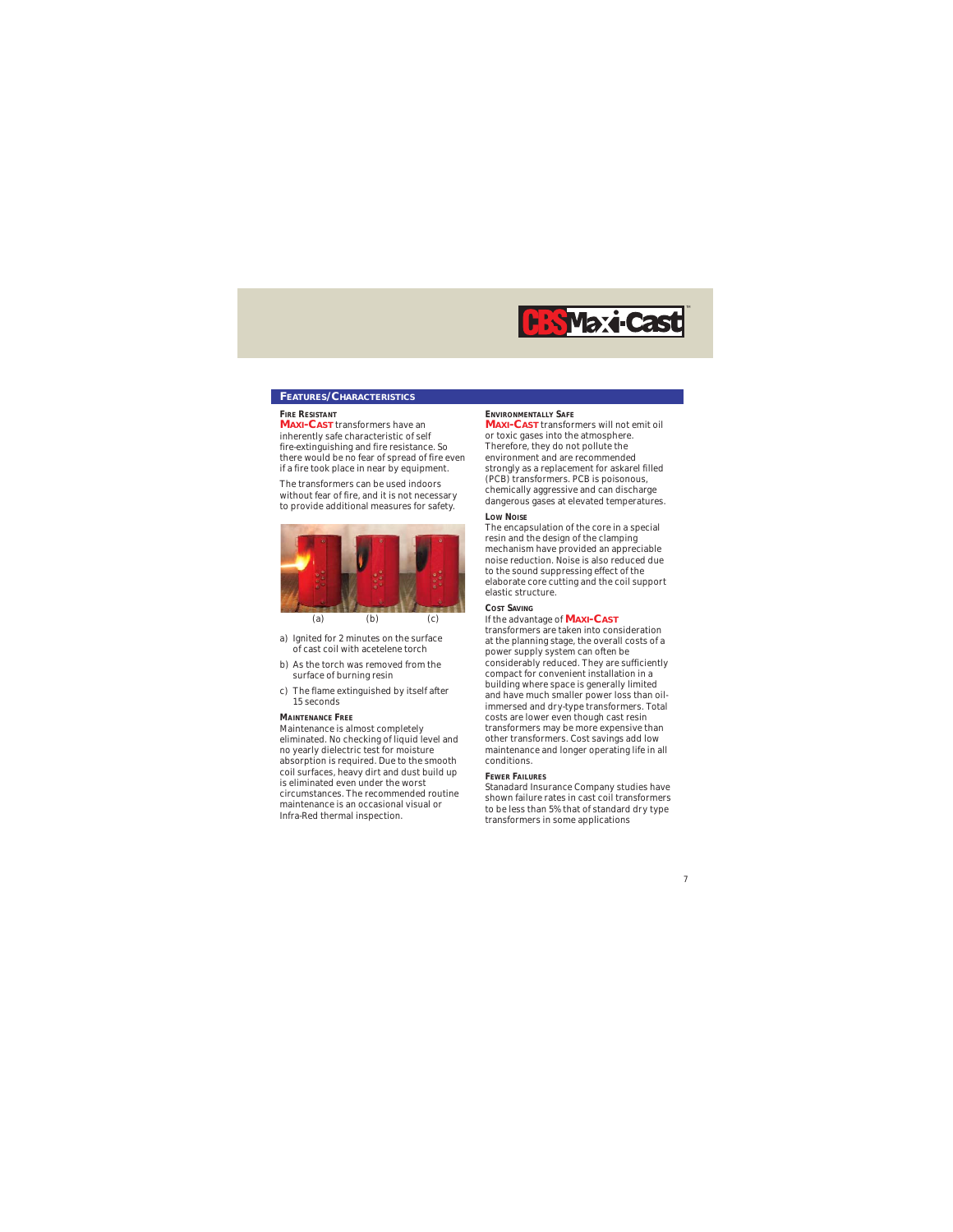## Features/Characteristics

### Fire Resistant

**Maxi-Cast** transformers have an inherently safe characteristic of self fire-extinguishing and fire resistance. So there would be no fear of spread of fire even if a fire took place in near by equipment.

The transformers can be used indoors without fear of fire, and it is not necessary to provide additional measures for safety.

(a) (b) (c)

a) Ignited for 2 minutes on the surface of cast coil with acetelene torch

b) As the torch was removed from the surface of burning resin

c) The flame extinguished by itself after 15 seconds

### Maintenance Free

Maintenance is almost completely eliminated. No checking of liquid level and no yearly dielectric test for moisture absorption is required. Due to the smooth coil surfaces, heavy dirt and dust build up is eliminated even under the worst circumstances. The recommended routine maintenance is an occasional visual or Infra-Red thermal inspection.

### Environmentally Safe

**Maxi-Cast** transformers will not emit oil or toxic gases into the atmosphere. Therefore, they do not pollute the environment and are recommended strongly as a replacement for askarel filled (PCB) transformers. PCB is poisonous, chemically aggressive and can discharge dangerous gases at elevated temperatures.

### Low Noise

The encapsulation of the core in a special resin and the design of the clamping mechanism have provided an appreciable noise reduction. Noise is also reduced due to the sound suppressing effect of the elaborate core cutting and the coil support elastic structure.

### Cost Saving

If the advantage of **Maxi-Cast** transformers are taken into consideration at the planning stage, the overall costs of a power supply system can often be considerably reduced. They are sufficiently compact for convenient installation in a building where space is generally limited and have much smaller power loss than oil-immersed and dry-type transformers. Total costs are lower even though cast resin transformers may be more expensive than other transformers. Cost savings add low maintenance and longer operating life in all conditions.

### Fewer Failures

Stanadard Insurance Company studies have shown failure rates in cast coil transformers to be less than 5% that of standard dry type transformers in some applications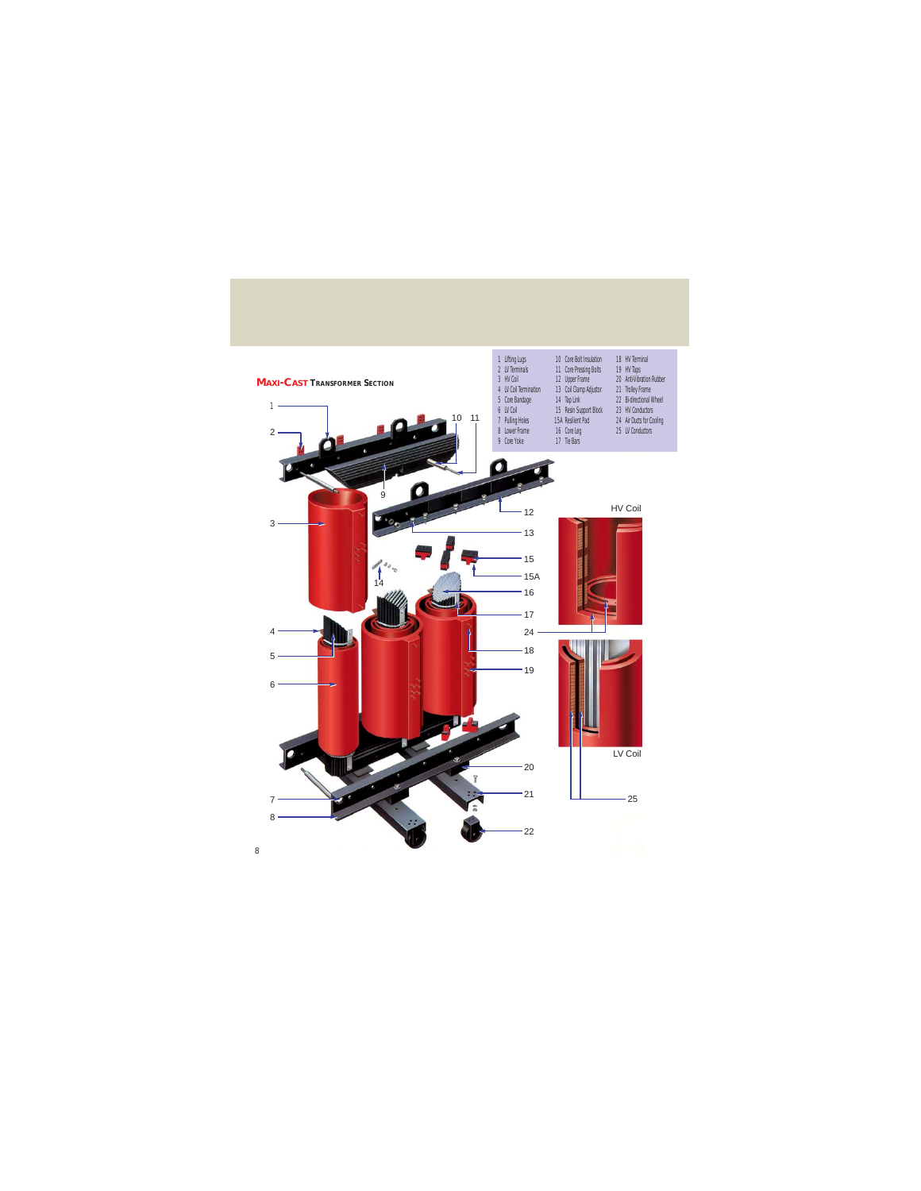## MAXI-CAST TRANSFORMER SECTION

1 Lifting Lugs
2 LV Terminals
3 HV Coil
4 LV Coil Termination
5 Core Bandage
6 LV Coil
7 Pulling Holes
8 Lower Frame
9 Core Yoke
10 Core Bolt Insulation
11 Core Pressing Bolts
12 Upper Frame
13 Coil Clamp Adjustor
14 Tap Link
15 Resin Support Block
15A Resilient Pad
16 Core Leg
17 Tie Bars
18 HV Terminal
19 HV Taps
20 Anti-Vibration Rubber
21 Trolley Frame
22 Bi-directional Wheel
23 HV Conductors
24 Air Ducts for Cooling
25 LV Conductors

HV Coil

LV Coil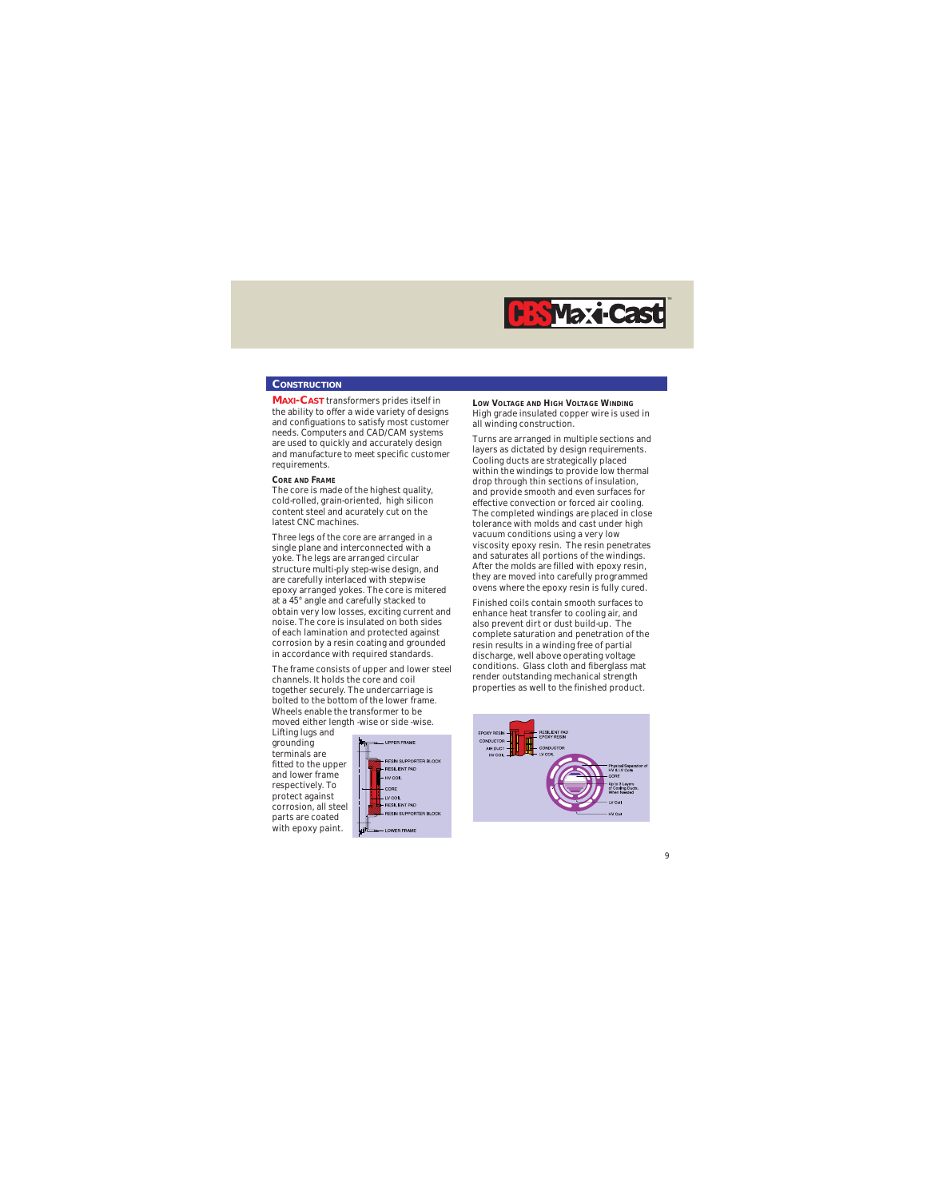## CONSTRUCTION

**MAXI-CAST** transformers prides itself in the ability to offer a wide variety of designs and configuations to satisfy most customer needs. Computers and CAD/CAM systems are used to quickly and accurately design and manufacture to meet specific customer requirements.

### CORE AND FRAME

The core is made of the highest quality, cold-rolled, grain-oriented, high silicon content steel and acurately cut on the latest CNC machines.

Three legs of the core are arranged in a single plane and interconnected with a yoke. The legs are arranged circular structure multi-ply step-wise design, and are carefully interlaced with stepwise epoxy arranged yokes. The core is mitered at a 45° angle and carefully stacked to obtain very low losses, exciting current and noise. The core is insulated on both sides of each lamination and protected against corrosion by a resin coating and grounded in accordance with required standards.

The frame consists of upper and lower steel channels. It holds the core and coil together securely. The undercarriage is bolted to the bottom of the lower frame. Wheels enable the transformer to be moved either length -wise or side -wise. Lifting lugs and grounding terminals are fitted to the upper and lower frame respectively. To protect against corrosion, all steel parts are coated with epoxy paint.

### LOW VOLTAGE AND HIGH VOLTAGE WINDING

High grade insulated copper wire is used in all winding construction.

Turns are arranged in multiple sections and layers as dictated by design requirements. Cooling ducts are strategically placed within the windings to provide low thermal drop through thin sections of insulation, and provide smooth and even surfaces for effective convection or forced air cooling. The completed windings are placed in close tolerance with molds and cast under high vacuum conditions using a very low viscosity epoxy resin. The resin penetrates and saturates all portions of the windings. After the molds are filled with epoxy resin, they are moved into carefully programmed ovens where the epoxy resin is fully cured.

Finished coils contain smooth surfaces to enhance heat transfer to cooling air, and also prevent dirt or dust build-up. The complete saturation and penetration of the resin results in a winding free of partial discharge, well above operating voltage conditions. Glass cloth and fiberglass mat render outstanding mechanical strength properties as well to the finished product.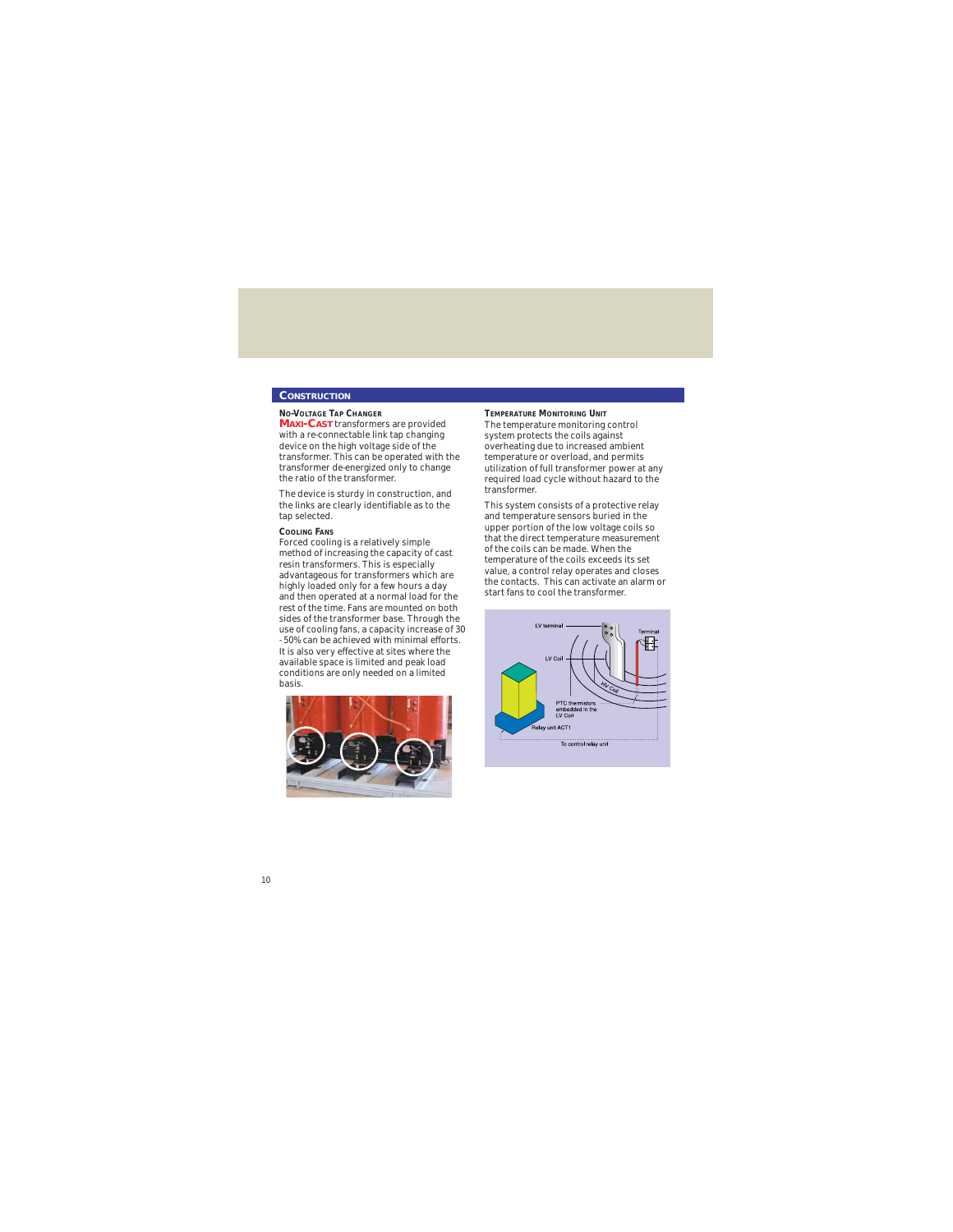## Construction

### No-Voltage Tap Changer

**MAXI-CAST** transformers are provided with a re-connectable link tap changing device on the high voltage side of the transformer. This can be operated with the transformer de-energized only to change the ratio of the transformer.

The device is sturdy in construction, and the links are clearly identifiable as to the tap selected.

### Cooling Fans

Forced cooling is a relatively simple method of increasing the capacity of cast resin transformers. This is especially advantageous for transformers which are highly loaded only for a few hours a day and then operated at a normal load for the rest of the time. Fans are mounted on both sides of the transformer base. Through the use of cooling fans, a capacity increase of 30 - 50% can be achieved with minimal efforts. It is also very effective at sites where the available space is limited and peak load conditions are only needed on a limited basis.

### Temperature Monitoring Unit

The temperature monitoring control system protects the coils against overheating due to increased ambient temperature or overload, and permits utilization of full transformer power at any required load cycle without hazard to the transformer.

This system consists of a protective relay and temperature sensors buried in the upper portion of the low voltage coils so that the direct temperature measurement of the coils can be made. When the temperature of the coils exceeds its set value, a control relay operates and closes the contacts. This can activate an alarm or start fans to cool the transformer.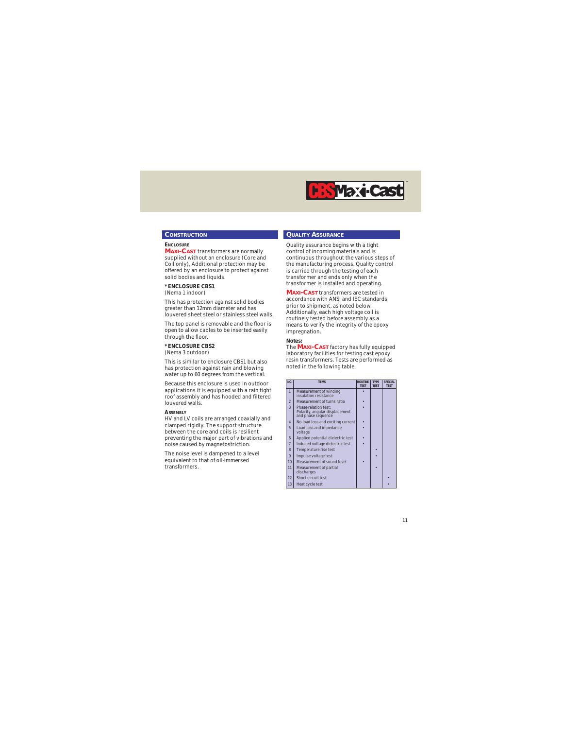## Construction

### Enclosure

**MAXI-CAST** transformers are normally supplied without an enclosure (Core and Coil only), Additional protection may be offered by an enclosure to protect against solid bodies and liquids.

**\* ENCLOSURE CBS1**
(Nema 1 indoor)

This has protection against solid bodies greater than 12mm diameter and has louvered sheet steel or stainless steel walls.

The top panel is removable and the floor is open to allow cables to be inserted easily through the floor.

**\* ENCLOSURE CBS2**
(Nema 3 outdoor)

This is similar to enclosure CBS1 but also has protection against rain and blowing water up to 60 degrees from the vertical.

Because this enclosure is used in outdoor applications it is equipped with a rain tight roof assembly and has hooded and filtered louvered walls.

### Assembly

HV and LV coils are arranged coaxially and clamped rigidly. The support structure between the core and coils is resilient preventing the major part of vibrations and noise caused by magnetostriction.

The noise level is dampened to a level equivalent to that of oil-immersed transformers.

## Quality Assurance

Quality assurance begins with a tight control of incoming materials and is continuous throughout the various steps of the manufacturing process. Quality control is carried through the testing of each transformer and ends only when the transformer is installed and operating.

**MAXI-CAST** transformers are tested in accordance with ANSI and IEC standards prior to shipment, as noted below. Additionally, each high voltage coil is routinely tested before assembly as a means to verify the integrity of the epoxy impregnation.

**Notes:**
The **MAXI-CAST** factory has fully equipped laboratory facilities for testing cast epoxy resin transformers. Tests are performed as noted in the following table.

| NO. | ITEMS | ROUTINE TEST | TYPE TEST | SPECIAL TEST |
|---|---|---|---|---|
| 1 | Measurement of winding insulation resistance | • | | |
| 2 | Measurement of turns ratio | • | | |
| 3 | Phase-relation test: Polarity, angular displacement and phase sequence | • | | |
| 4 | No-load loss and exciting current | • | | |
| 5 | Load loss and impedance voltage | • | | |
| 6 | Applied potential dielectric test | • | | |
| 7 | Induced voltage dielectric test | • | | |
| 8 | Temperature rise test | | • | |
| 9 | Impulse voltage test | | • | |
| 10 | Measurement of sound level | • | | |
| 11 | Measurement of partial discharges | | • | |
| 12 | Short-circuit test | | | • |
| 13 | Heat cycle test | | | • |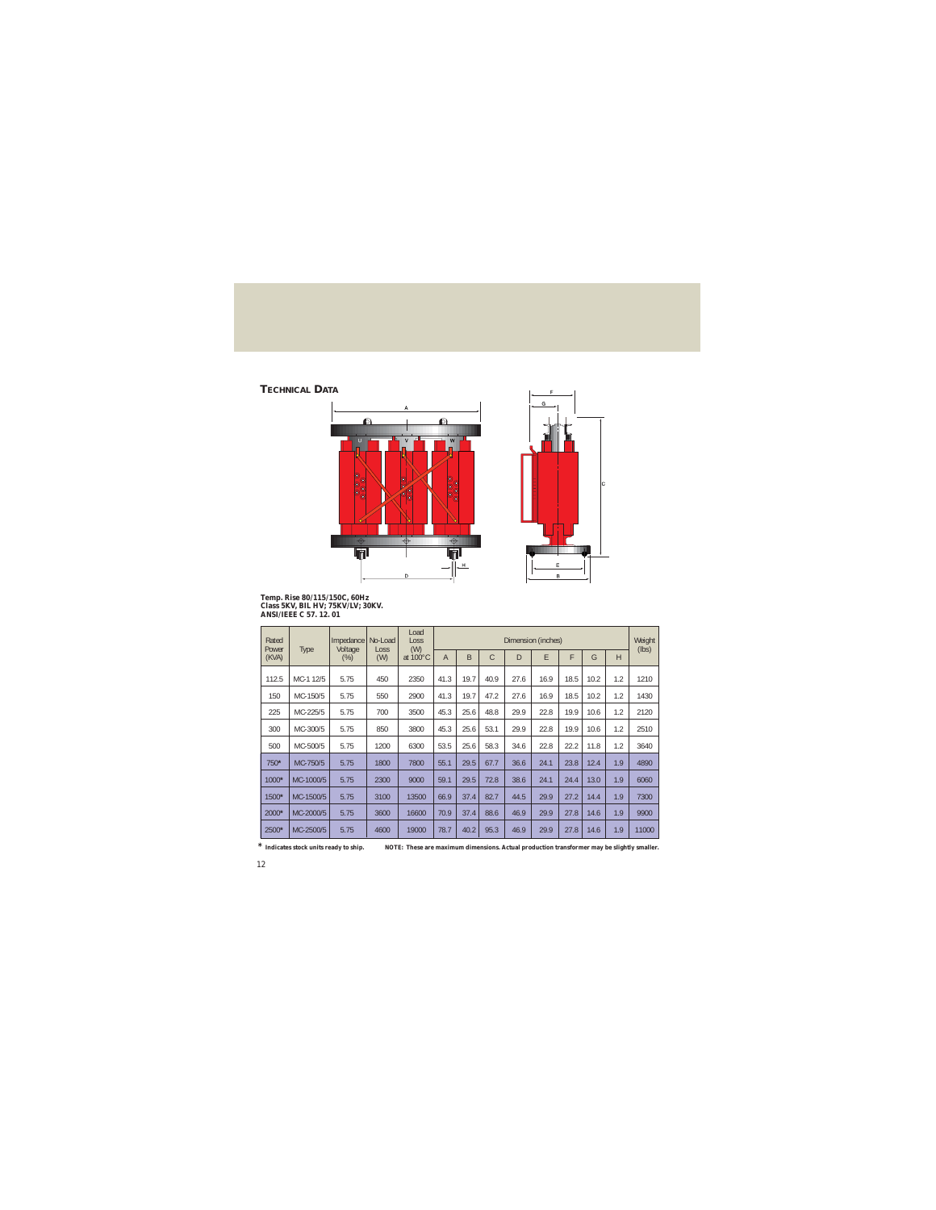## TECHNICAL DATA

**Temp. Rise 80/115/150C, 60Hz**
**Class 5KV, BIL HV; 75KV/LV; 30KV.**
**ANSI/IEEE C 57. 12. 01**

| Rated Power (KVA) | Type | Impedance Voltage (%) | No-Load Loss (W) | Load Loss (W) at 100°C | Dimension (inches) | | | | | | | | Weight (lbs) |
|---|---|---|---|---|---|---|---|---|---|---|---|---|---|
| | | | | | A | B | C | D | E | F | G | H | |
| 112.5 | MC-1 12/5 | 5.75 | 450 | 2350 | 41.3 | 19.7 | 40.9 | 27.6 | 16.9 | 18.5 | 10.2 | 1.2 | 1210 |
| 150 | MC-150/5 | 5.75 | 550 | 2900 | 41.3 | 19.7 | 47.2 | 27.6 | 16.9 | 18.5 | 10.2 | 1.2 | 1430 |
| 225 | MC-225/5 | 5.75 | 700 | 3500 | 45.3 | 25.6 | 48.8 | 29.9 | 22.8 | 19.9 | 10.6 | 1.2 | 2120 |
| 300 | MC-300/5 | 5.75 | 850 | 3800 | 45.3 | 25.6 | 53.1 | 29.9 | 22.8 | 19.9 | 10.6 | 1.2 | 2510 |
| 500 | MC-500/5 | 5.75 | 1200 | 6300 | 53.5 | 25.6 | 58.3 | 34.6 | 22.8 | 22.2 | 11.8 | 1.2 | 3640 |
| 750* | MC-750/5 | 5.75 | 1800 | 7800 | 55.1 | 29.5 | 67.7 | 36.6 | 24.1 | 23.8 | 12.4 | 1.9 | 4890 |
| 1000* | MC-1000/5 | 5.75 | 2300 | 9000 | 59.1 | 29.5 | 72.8 | 38.6 | 24.1 | 24.4 | 13.0 | 1.9 | 6060 |
| 1500* | MC-1500/5 | 5.75 | 3100 | 13500 | 66.9 | 37.4 | 82.7 | 44.5 | 29.9 | 27.2 | 14.4 | 1.9 | 7300 |
| 2000* | MC-2000/5 | 5.75 | 3600 | 16600 | 70.9 | 37.4 | 88.6 | 46.9 | 29.9 | 27.8 | 14.6 | 1.9 | 9900 |
| 2500* | MC-2500/5 | 5.75 | 4600 | 19000 | 78.7 | 40.2 | 95.3 | 46.9 | 29.9 | 27.8 | 14.6 | 1.9 | 11000 |

\* **Indicates stock units ready to ship.** **NOTE: These are maximum dimensions. Actual production transformer may be slightly smaller.**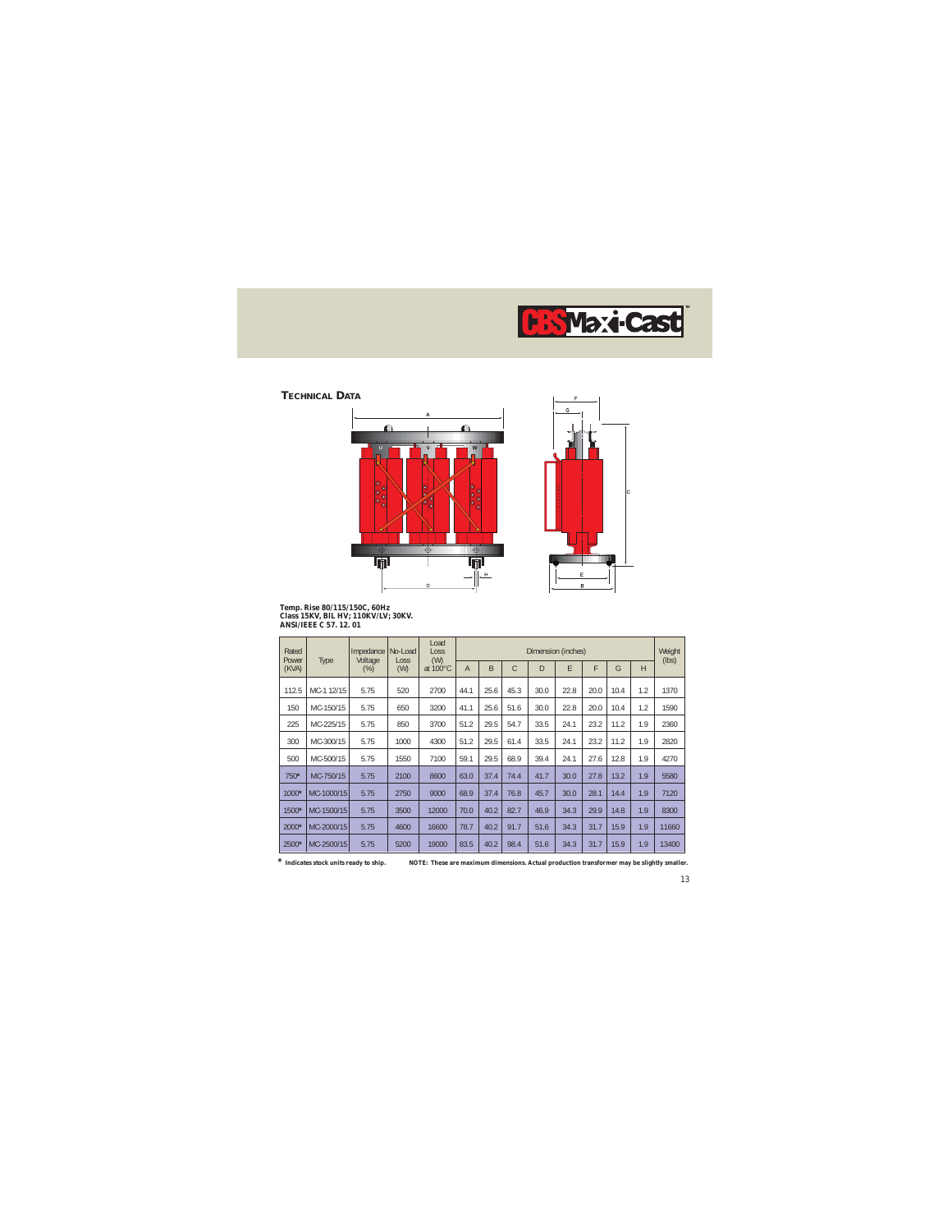CBS Maxi-Cast™

## Technical Data

**Temp. Rise 80/115/150C, 60Hz**
**Class 15KV, BIL HV; 110KV/LV; 30KV.**
**ANSI/IEEE C 57. 12. 01**

| Rated Power (KVA) | Type | Impedance Voltage (%) | No-Load Loss (W) | Load Loss (W) at 100°C | Dimension (inches) | | | | | | | | Weight (lbs) |
|---|---|---|---|---|---|---|---|---|---|---|---|---|---|
| | | | | | A | B | C | D | E | F | G | H | |
| 112.5 | MC-1 12/15 | 5.75 | 520 | 2700 | 44.1 | 25.6 | 45.3 | 30.0 | 22.8 | 20.0 | 10.4 | 1.2 | 1370 |
| 150 | MC-150/15 | 5.75 | 650 | 3200 | 41.1 | 25.6 | 51.6 | 30.0 | 22.8 | 20.0 | 10.4 | 1.2 | 1590 |
| 225 | MC-225/15 | 5.75 | 850 | 3700 | 51.2 | 29.5 | 54.7 | 33.5 | 24.1 | 23.2 | 11.2 | 1.9 | 2360 |
| 300 | MC-300/15 | 5.75 | 1000 | 4300 | 51.2 | 29.5 | 61.4 | 33.5 | 24.1 | 23.2 | 11.2 | 1.9 | 2820 |
| 500 | MC-500/15 | 5.75 | 1550 | 7100 | 59.1 | 29.5 | 68.9 | 39.4 | 24.1 | 27.6 | 12.8 | 1.9 | 4270 |
| 750* | MC-750/15 | 5.75 | 2100 | 8600 | 63.0 | 37.4 | 74.4 | 41.7 | 30.0 | 27.8 | 13.2 | 1.9 | 5580 |
| 1000* | MC-1000/15 | 5.75 | 2750 | 9000 | 68.9 | 37.4 | 76.8 | 45.7 | 30.0 | 28.1 | 14.4 | 1.9 | 7120 |
| 1500* | MC-1500/15 | 5.75 | 3500 | 12000 | 70.0 | 40.2 | 82.7 | 46.9 | 34.3 | 29.9 | 14.8 | 1.9 | 8300 |
| 2000* | MC-2000/15 | 5.75 | 4600 | 16600 | 78.7 | 40.2 | 91.7 | 51.6 | 34.3 | 31.7 | 15.9 | 1.9 | 11660 |
| 2500* | MC-2500/15 | 5.75 | 5200 | 19000 | 83.5 | 40.2 | 98.4 | 51.6 | 34.3 | 31.7 | 15.9 | 1.9 | 13400 |

\* Indicates stock units ready to ship.

**NOTE: These are maximum dimensions. Actual production transformer may be slightly smaller.**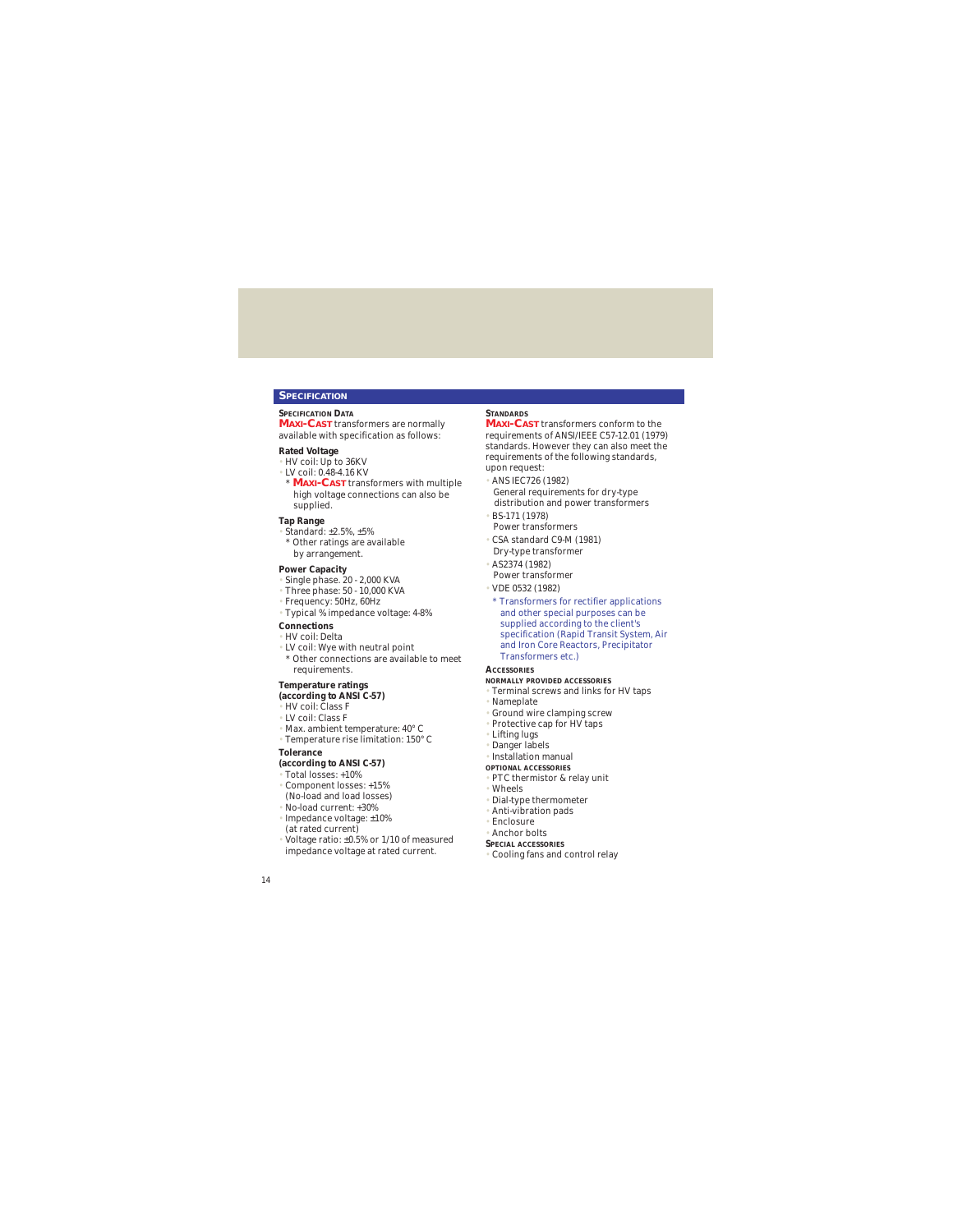## Specification

### Specification Data

**MAXI-CAST** transformers are normally available with specification as follows:

**Rated Voltage**

- HV coil: Up to 36KV
- LV coil: 0.48-4.16 KV
  - \* **MAXI-CAST** transformers with multiple high voltage connections can also be supplied.

**Tap Range**

- Standard: ±2.5%, ±5%
  - \* Other ratings are available by arrangement.

**Power Capacity**

- Single phase. 20 - 2,000 KVA
- Three phase: 50 - 10,000 KVA
- Frequency: 50Hz, 60Hz
- Typical % impedance voltage: 4-8%

**Connections**

- HV coil: Delta
- LV coil: Wye with neutral point
  - \* Other connections are available to meet requirements.

**Temperature ratings (according to ANSI C-57)**

- HV coil: Class F
- LV coil: Class F
- Max. ambient temperature: 40° C
- Temperature rise limitation: 150° C

**Tolerance (according to ANSI C-57)**

- Total losses: +10%
- Component losses: +15% (No-load and load losses)
- No-load current: +30%
- Impedance voltage: ±10% (at rated current)
- Voltage ratio: ±0.5% or 1/10 of measured impedance voltage at rated current.

### Standards

**MAXI-CAST** transformers conform to the requirements of ANSI/IEEE C57-12.01 (1979) standards. However they can also meet the requirements of the following standards, upon request:

- ANS IEC726 (1982)
  General requirements for dry-type distribution and power transformers
- BS-171 (1978)
  Power transformers
- CSA standard C9-M (1981)
  Dry-type transformer
- AS2374 (1982)
  Power transformer
- VDE 0532 (1982)
  - \* Transformers for rectifier applications and other special purposes can be supplied according to the client's specification (Rapid Transit System, Air and Iron Core Reactors, Precipitator Transformers etc.)

### Accessories

**NORMALLY PROVIDED ACCESSORIES**

- Terminal screws and links for HV taps
- Nameplate
- Ground wire clamping screw
- Protective cap for HV taps
- Lifting lugs
- Danger labels
- Installation manual

**OPTIONAL ACCESSORIES**

- PTC thermistor & relay unit
- Wheels
- Dial-type thermometer
- Anti-vibration pads
- Enclosure
- Anchor bolts

**SPECIAL ACCESSORIES**

- Cooling fans and control relay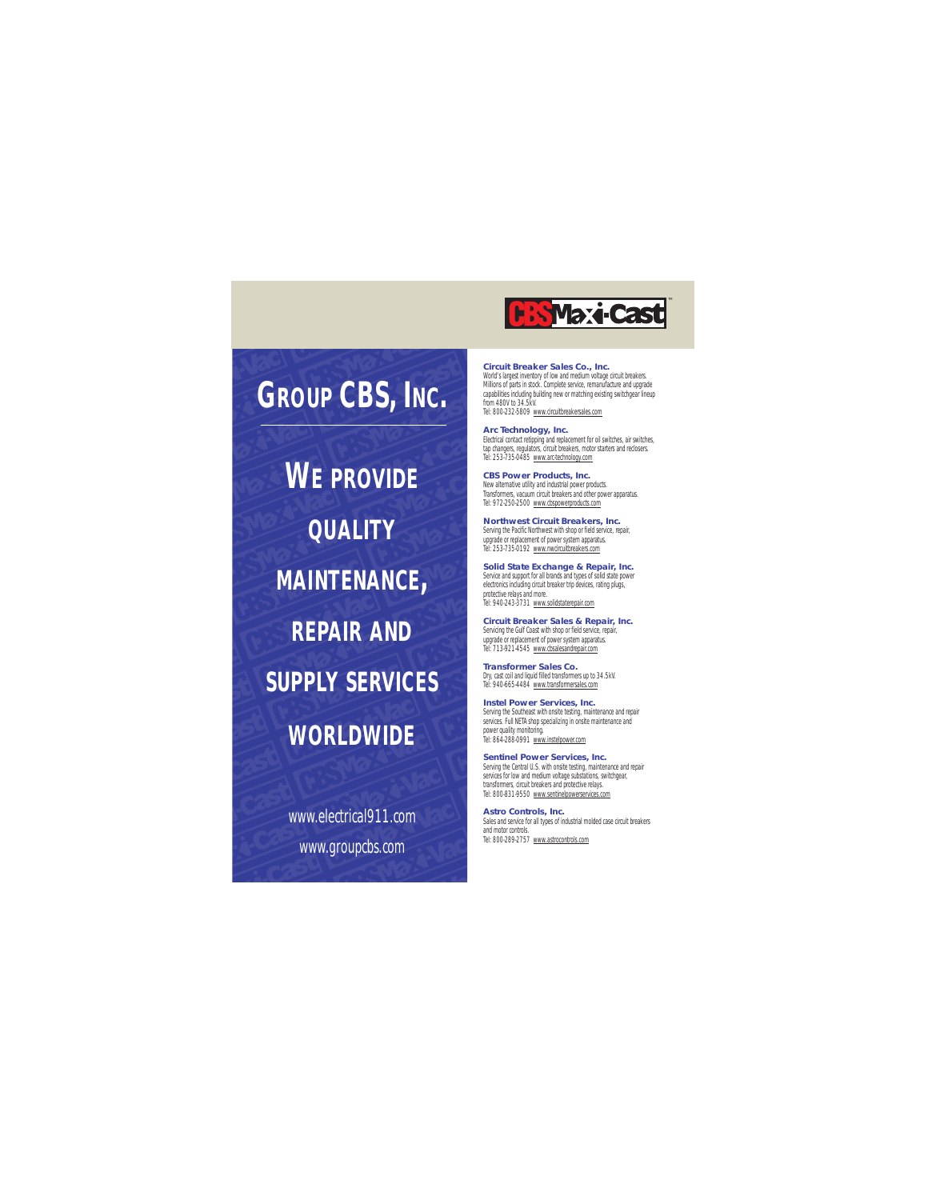CBS Maxi-Cast™

# GROUP CBS, INC.

## WE PROVIDE QUALITY MAINTENANCE, REPAIR AND SUPPLY SERVICES WORLDWIDE

www.electrical911.com

www.groupcbs.com

**Circuit Breaker Sales Co., Inc.**
World's largest inventory of low and medium voltage circuit breakers. Millions of parts in stock. Complete service, remanufacture and upgrade capabilities including building new or matching existing switchgear lineup from 480V to 34.5kV.
Tel: 800-232-5809 www.circuitbreakersales.com

**Arc Technology, Inc.**
Electrical contact retipping and replacement for oil switches, air switches, tap changers, regulators, circuit breakers, motor starters and reclosers.
Tel: 253-735-0485 www.arctechnology.com

**CBS Power Products, Inc.**
New alternative utility and industrial power products. Transformers, vacuum circuit breakers and other power apparatus.
Tel: 972-250-2500 www.cbspowerproducts.com

**Northwest Circuit Breakers, Inc.**
Serving the Pacific Northwest with shop or field service, repair, upgrade or replacement of power system apparatus.
Tel: 253-735-0192 www.nwcircuitbreakers.com

**Solid State Exchange & Repair, Inc.**
Service and support for all brands and types of solid state power electronics including circuit breaker trip devices, rating plugs, protective relays and more.
Tel: 940-243-3731 www.solidstaterepair.com

**Circuit Breaker Sales & Repair, Inc.**
Servicing the Gulf Coast with shop or field service, repair, upgrade or replacement of power system apparatus.
Tel: 713-921-4545 www.cbsalesandrepair.com

**Transformer Sales Co.**
Dry, cast coil and liquid filled transformers up to 34.5kV.
Tel: 940-665-4484 www.transformersales.com

**Instel Power Services, Inc.**
Serving the Southeast with onsite testing, maintenance and repair services. Full NETA shop specializing in onsite maintenance and power quality monitoring.
Tel: 864-288-0991 www.instelpower.com

**Sentinel Power Services, Inc.**
Serving the Central U.S. with onsite testing, maintenance and repair services for low and medium voltage substations, switchgear, transformers, circuit breakers and protective relays.
Tel: 800-831-9550 www.sentinelpowerservices.com

**Astro Controls, Inc.**
Sales and service for all types of industrial molded case circuit breakers and motor controls.
Tel: 800-289-2757 www.astrocontrols.com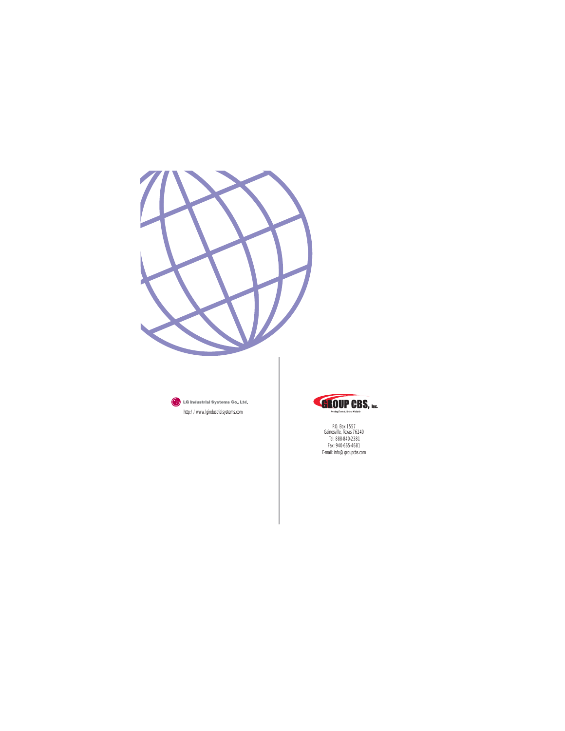LG Industrial Systems Co., Ltd.

http:/ / www.lgindustrialsystems.com

GROUP CBS, Inc.

Providing Electrical Solutions Worldwide

P.O. Box 1557
Gainesville, Texas 76240
Tel: 888-840-2381
Fax: 940-665-4681
E-mail: info@ groupcbs.com